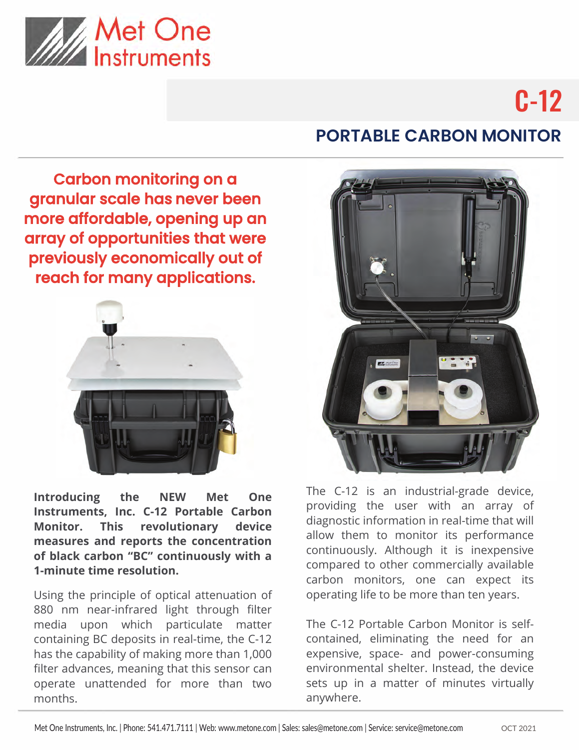Met One Instruments

# C-12

## PORTABLE CARBON MONITOR

**Carbon monitoring on a granular scale has never been more affordable, opening up an array of opportunities that were previously economically out of reach for many applications.**

**Introducing the NEW Met One Instruments, Inc. C-12 Portable Carbon Monitor. This revolutionary device measures and reports the concentration of black carbon "BC" continuously with a 1-minute time resolution.**

Using the principle of optical attenuation of 880 nm near-infrared light through filter media upon which particulate matter containing BC deposits in real-time, the C-12 has the capability of making more than 1,000 filter advances, meaning that this sensor can operate unattended for more than two months.

The C-12 is an industrial-grade device, providing the user with an array of diagnostic information in real-time that will allow them to monitor its performance continuously. Although it is inexpensive compared to other commercially available carbon monitors, one can expect its operating life to be more than ten years.

The C-12 Portable Carbon Monitor is self-contained, eliminating the need for an expensive, space- and power-consuming environmental shelter. Instead, the device sets up in a matter of minutes virtually anywhere.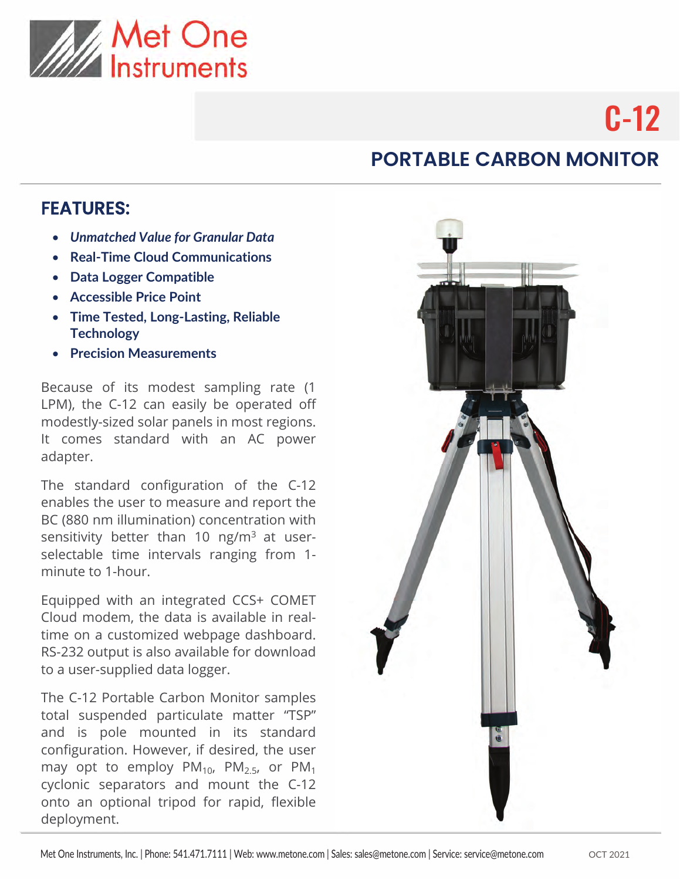# C-12

## PORTABLE CARBON MONITOR

### FEATURES:

- *Unmatched Value for Granular Data*
- Real-Time Cloud Communications
- Data Logger Compatible
- Accessible Price Point
- Time Tested, Long-Lasting, Reliable Technology
- Precision Measurements

Because of its modest sampling rate (1 LPM), the C-12 can easily be operated off modestly-sized solar panels in most regions. It comes standard with an AC power adapter.

The standard configuration of the C-12 enables the user to measure and report the BC (880 nm illumination) concentration with sensitivity better than 10 ng/m$^3$ at user-selectable time intervals ranging from 1-minute to 1-hour.

Equipped with an integrated CCS+ COMET Cloud modem, the data is available in real-time on a customized webpage dashboard. RS-232 output is also available for download to a user-supplied data logger.

The C-12 Portable Carbon Monitor samples total suspended particulate matter "TSP" and is pole mounted in its standard configuration. However, if desired, the user may opt to employ $PM_{10}$, $PM_{2.5}$, or $PM_1$ cyclonic separators and mount the C-12 onto an optional tripod for rapid, flexible deployment.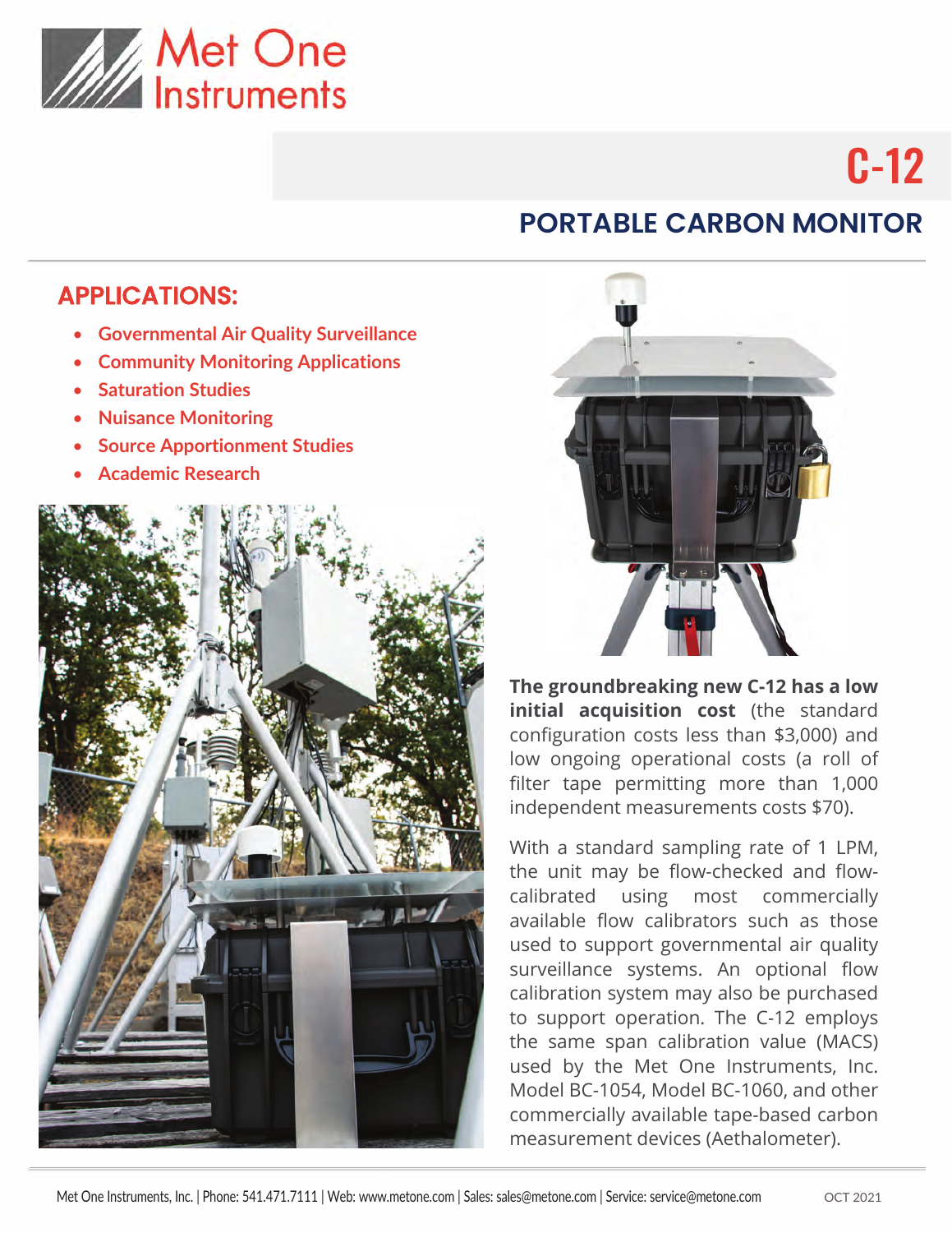# C-12

## PORTABLE CARBON MONITOR

## APPLICATIONS:

- Governmental Air Quality Surveillance
- Community Monitoring Applications
- Saturation Studies
- Nuisance Monitoring
- Source Apportionment Studies
- Academic Research

**The groundbreaking new C-12 has a low initial acquisition cost** (the standard configuration costs less than $3,000) and low ongoing operational costs (a roll of filter tape permitting more than 1,000 independent measurements costs $70).

With a standard sampling rate of 1 LPM, the unit may be flow-checked and flow-calibrated using most commercially available flow calibrators such as those used to support governmental air quality surveillance systems. An optional flow calibration system may also be purchased to support operation. The C-12 employs the same span calibration value (MACS) used by the Met One Instruments, Inc. Model BC-1054, Model BC-1060, and other commercially available tape-based carbon measurement devices (Aethalometer).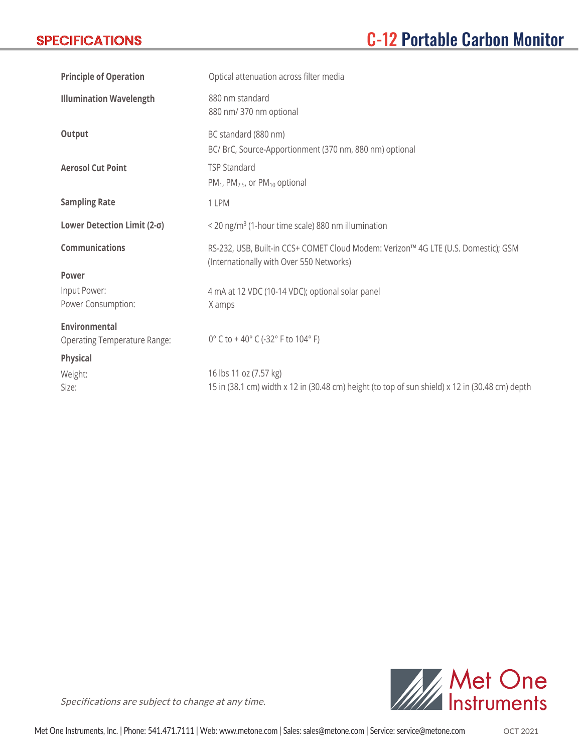# SPECIFICATIONS

## C-12 Portable Carbon Monitor

| | |
|---|---|
| **Principle of Operation** | Optical attenuation across filter media |
| **Illumination Wavelength** | 880 nm standard<br>880 nm/ 370 nm optional |
| **Output** | BC standard (880 nm)<br>BC/ BrC, Source-Apportionment (370 nm, 880 nm) optional |
| **Aerosol Cut Point** | TSP Standard<br>$PM_1$, $PM_{2.5}$, or $PM_{10}$ optional |
| **Sampling Rate** | 1 LPM |
| **Lower Detection Limit (2-σ)** | < 20 ng/m$^3$ (1-hour time scale) 880 nm illumination |
| **Communications** | RS-232, USB, Built-in CCS+ COMET Cloud Modem: Verizon™ 4G LTE (U.S. Domestic); GSM (Internationally with Over 550 Networks) |
| **Power** | |
| Input Power: | 4 mA at 12 VDC (10-14 VDC); optional solar panel |
| Power Consumption: | X amps |
| **Environmental** | |
| Operating Temperature Range: | 0° C to + 40° C (-32° F to 104° F) |
| **Physical** | |
| Weight: | 16 lbs 11 oz (7.57 kg) |
| Size: | 15 in (38.1 cm) width x 12 in (30.48 cm) height (to top of sun shield) x 12 in (30.48 cm) depth |

*Specifications are subject to change at any time.*

Met One Instruments

Met One Instruments, Inc. | Phone: 541.471.7111 | Web: www.metone.com | Sales: sales@metone.com | Service: service@metone.com

OCT 2021